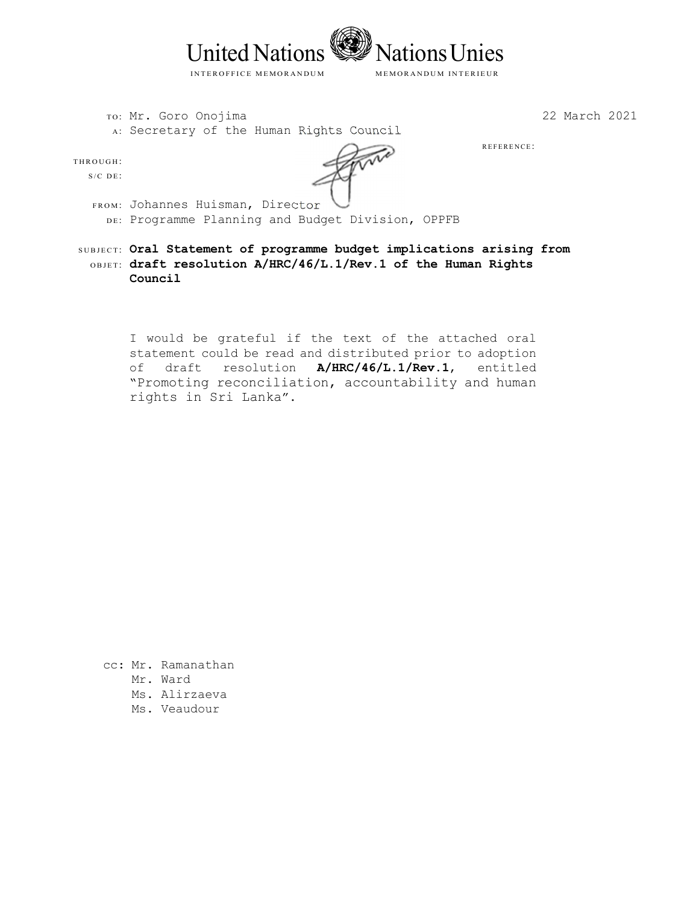# United Nations Nations Unies

INTEROFFICE MEMORANDUM MEMORANDUM INTERIEUR

TO: Mr. Goro Onojima 22 March 2021
A: Secretary of the Human Rights Council

REFERENCE:

THROUGH:
S/C DE:

FROM: Johannes Huisman, Director
DE: Programme Planning and Budget Division, OPPFB

SUBJECT: **Oral Statement of programme budget implications arising from**
OBJET: **draft resolution A/HRC/46/L.1/Rev.1 of the Human Rights Council**

I would be grateful if the text of the attached oral statement could be read and distributed prior to adoption of draft resolution **A/HRC/46/L.1/Rev.1**, entitled "Promoting reconciliation, accountability and human rights in Sri Lanka".

cc: Mr. Ramanathan
Mr. Ward
Ms. Alirzaeva
Ms. Veaudour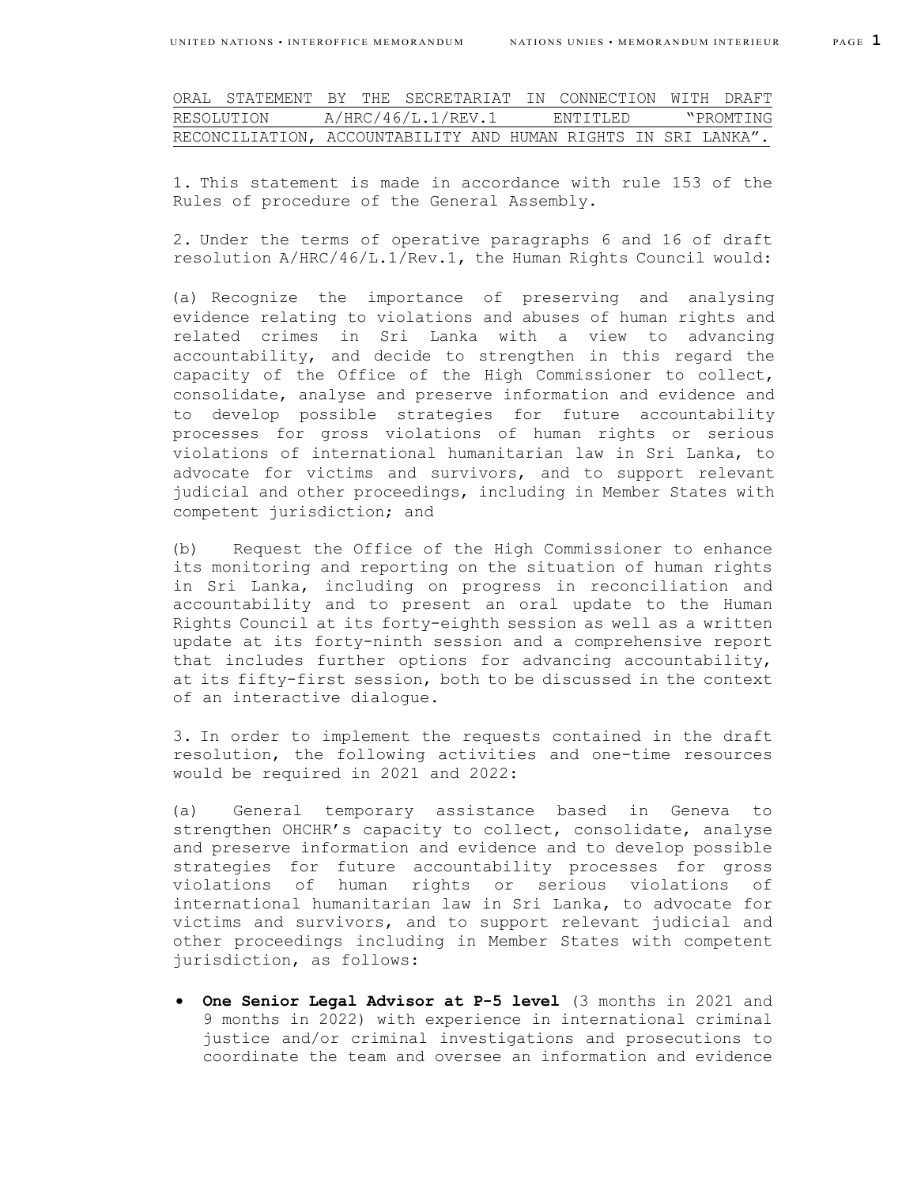ORAL STATEMENT BY THE SECRETARIAT IN CONNECTION WITH DRAFT RESOLUTION A/HRC/46/L.1/REV.1 ENTITLED "PROMTING RECONCILIATION, ACCOUNTABILITY AND HUMAN RIGHTS IN SRI LANKA".

1. This statement is made in accordance with rule 153 of the Rules of procedure of the General Assembly.

2. Under the terms of operative paragraphs 6 and 16 of draft resolution A/HRC/46/L.1/Rev.1, the Human Rights Council would:

(a) Recognize the importance of preserving and analysing evidence relating to violations and abuses of human rights and related crimes in Sri Lanka with a view to advancing accountability, and decide to strengthen in this regard the capacity of the Office of the High Commissioner to collect, consolidate, analyse and preserve information and evidence and to develop possible strategies for future accountability processes for gross violations of human rights or serious violations of international humanitarian law in Sri Lanka, to advocate for victims and survivors, and to support relevant judicial and other proceedings, including in Member States with competent jurisdiction; and

(b) Request the Office of the High Commissioner to enhance its monitoring and reporting on the situation of human rights in Sri Lanka, including on progress in reconciliation and accountability and to present an oral update to the Human Rights Council at its forty-eighth session as well as a written update at its forty-ninth session and a comprehensive report that includes further options for advancing accountability, at its fifty-first session, both to be discussed in the context of an interactive dialogue.

3. In order to implement the requests contained in the draft resolution, the following activities and one-time resources would be required in 2021 and 2022:

(a) General temporary assistance based in Geneva to strengthen OHCHR's capacity to collect, consolidate, analyse and preserve information and evidence and to develop possible strategies for future accountability processes for gross violations of human rights or serious violations of international humanitarian law in Sri Lanka, to advocate for victims and survivors, and to support relevant judicial and other proceedings including in Member States with competent jurisdiction, as follows:

- **One Senior Legal Advisor at P-5 level** (3 months in 2021 and 9 months in 2022) with experience in international criminal justice and/or criminal investigations and prosecutions to coordinate the team and oversee an information and evidence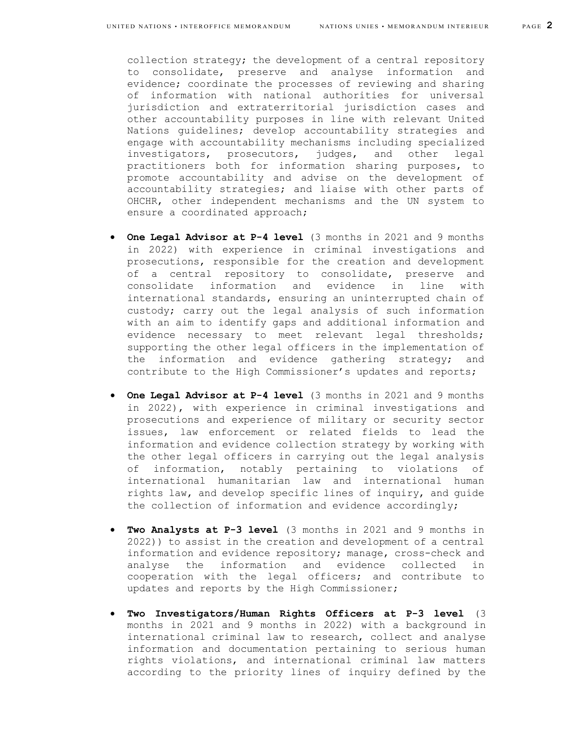collection strategy; the development of a central repository to consolidate, preserve and analyse information and evidence; coordinate the processes of reviewing and sharing of information with national authorities for universal jurisdiction and extraterritorial jurisdiction cases and other accountability purposes in line with relevant United Nations guidelines; develop accountability strategies and engage with accountability mechanisms including specialized investigators, prosecutors, judges, and other legal practitioners both for information sharing purposes, to promote accountability and advise on the development of accountability strategies; and liaise with other parts of OHCHR, other independent mechanisms and the UN system to ensure a coordinated approach;

- **One Legal Advisor at P-4 level** (3 months in 2021 and 9 months in 2022) with experience in criminal investigations and prosecutions, responsible for the creation and development of a central repository to consolidate, preserve and consolidate information and evidence in line with international standards, ensuring an uninterrupted chain of custody; carry out the legal analysis of such information with an aim to identify gaps and additional information and evidence necessary to meet relevant legal thresholds; supporting the other legal officers in the implementation of the information and evidence gathering strategy; and contribute to the High Commissioner's updates and reports;

- **One Legal Advisor at P-4 level** (3 months in 2021 and 9 months in 2022), with experience in criminal investigations and prosecutions and experience of military or security sector issues, law enforcement or related fields to lead the information and evidence collection strategy by working with the other legal officers in carrying out the legal analysis of information, notably pertaining to violations of international humanitarian law and international human rights law, and develop specific lines of inquiry, and guide the collection of information and evidence accordingly;

- **Two Analysts at P-3 level** (3 months in 2021 and 9 months in 2022)) to assist in the creation and development of a central information and evidence repository; manage, cross-check and analyse the information and evidence collected in cooperation with the legal officers; and contribute to updates and reports by the High Commissioner;

- **Two Investigators/Human Rights Officers at P-3 level** (3 months in 2021 and 9 months in 2022) with a background in international criminal law to research, collect and analyse information and documentation pertaining to serious human rights violations, and international criminal law matters according to the priority lines of inquiry defined by the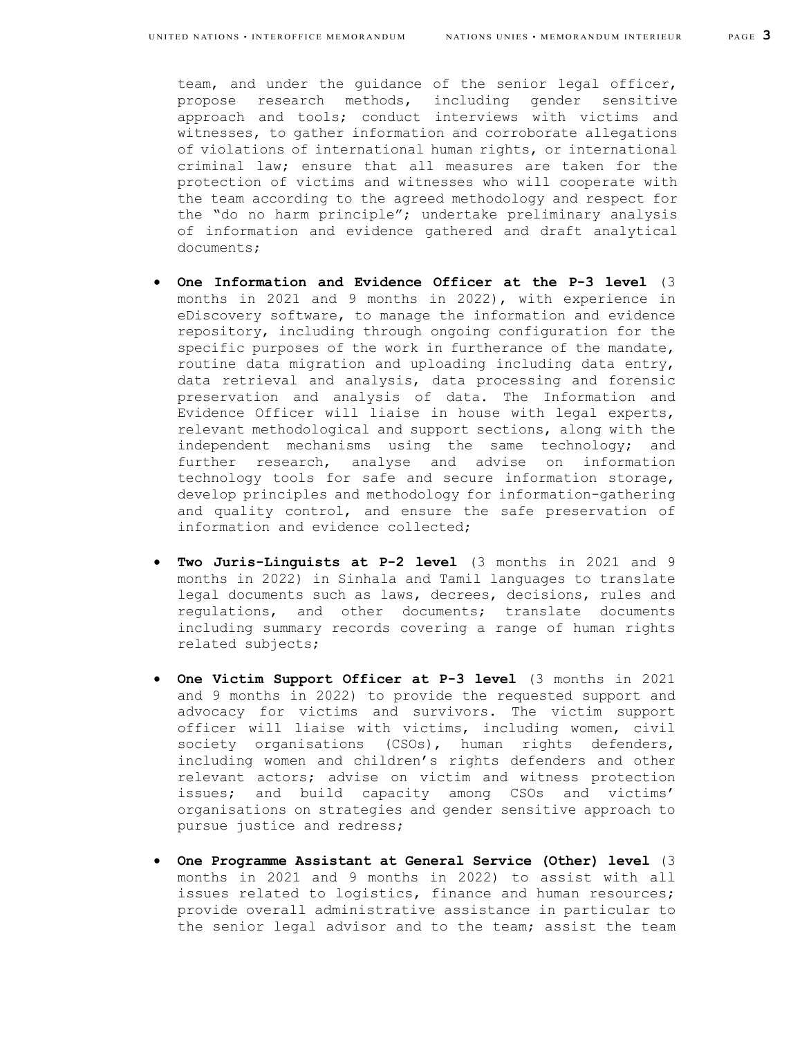team, and under the guidance of the senior legal officer, propose research methods, including gender sensitive approach and tools; conduct interviews with victims and witnesses, to gather information and corroborate allegations of violations of international human rights, or international criminal law; ensure that all measures are taken for the protection of victims and witnesses who will cooperate with the team according to the agreed methodology and respect for the "do no harm principle"; undertake preliminary analysis of information and evidence gathered and draft analytical documents;

- **One Information and Evidence Officer at the P-3 level** (3 months in 2021 and 9 months in 2022), with experience in eDiscovery software, to manage the information and evidence repository, including through ongoing configuration for the specific purposes of the work in furtherance of the mandate, routine data migration and uploading including data entry, data retrieval and analysis, data processing and forensic preservation and analysis of data. The Information and Evidence Officer will liaise in house with legal experts, relevant methodological and support sections, along with the independent mechanisms using the same technology; and further research, analyse and advise on information technology tools for safe and secure information storage, develop principles and methodology for information-gathering and quality control, and ensure the safe preservation of information and evidence collected;

- **Two Juris-Linguists at P-2 level** (3 months in 2021 and 9 months in 2022) in Sinhala and Tamil languages to translate legal documents such as laws, decrees, decisions, rules and regulations, and other documents; translate documents including summary records covering a range of human rights related subjects;

- **One Victim Support Officer at P-3 level** (3 months in 2021 and 9 months in 2022) to provide the requested support and advocacy for victims and survivors. The victim support officer will liaise with victims, including women, civil society organisations (CSOs), human rights defenders, including women and children's rights defenders and other relevant actors; advise on victim and witness protection issues; and build capacity among CSOs and victims' organisations on strategies and gender sensitive approach to pursue justice and redress;

- **One Programme Assistant at General Service (Other) level** (3 months in 2021 and 9 months in 2022) to assist with all issues related to logistics, finance and human resources; provide overall administrative assistance in particular to the senior legal advisor and to the team; assist the team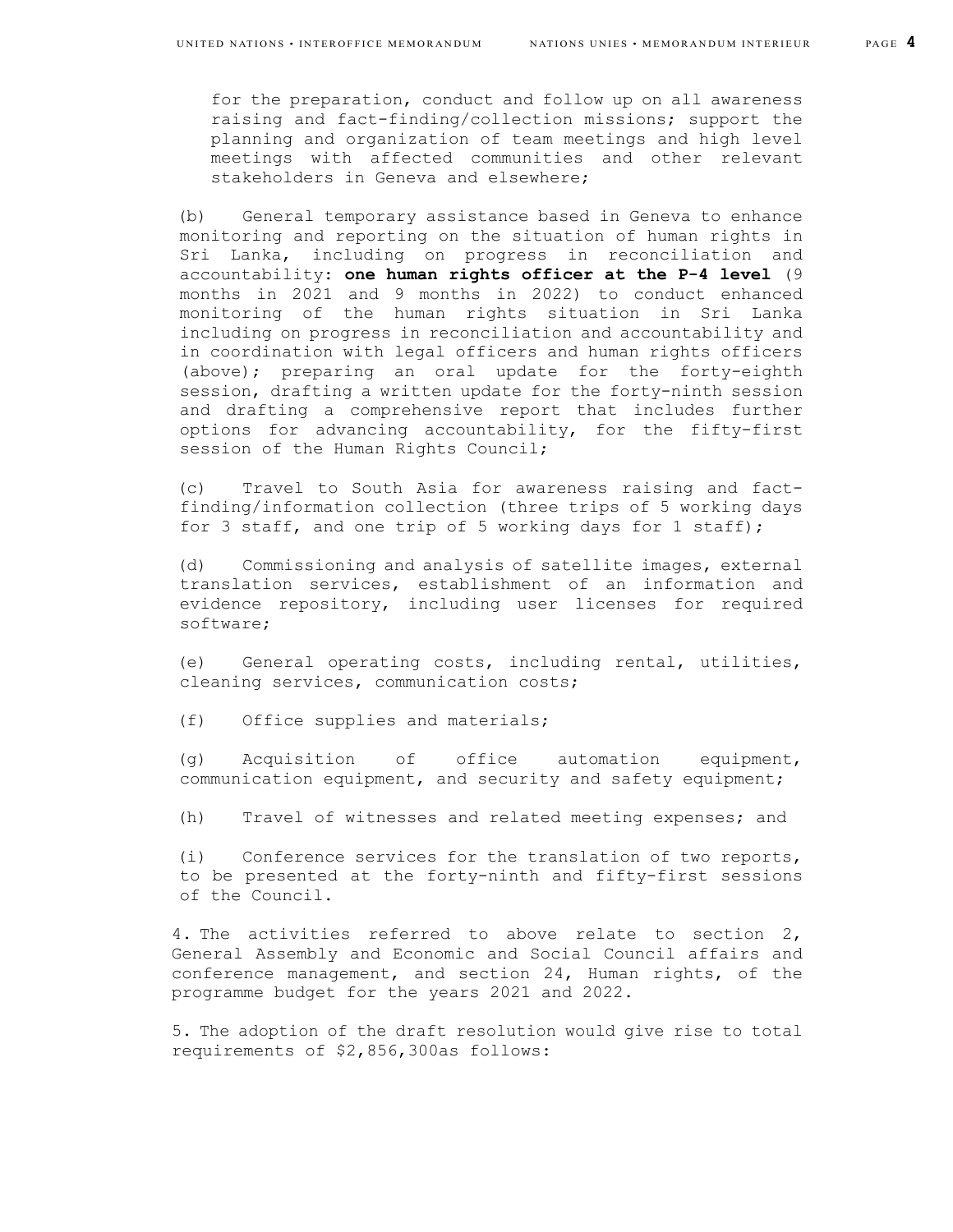for the preparation, conduct and follow up on all awareness raising and fact-finding/collection missions; support the planning and organization of team meetings and high level meetings with affected communities and other relevant stakeholders in Geneva and elsewhere;

(b) General temporary assistance based in Geneva to enhance monitoring and reporting on the situation of human rights in Sri Lanka, including on progress in reconciliation and accountability: **one human rights officer at the P-4 level** (9 months in 2021 and 9 months in 2022) to conduct enhanced monitoring of the human rights situation in Sri Lanka including on progress in reconciliation and accountability and in coordination with legal officers and human rights officers (above); preparing an oral update for the forty-eighth session, drafting a written update for the forty-ninth session and drafting a comprehensive report that includes further options for advancing accountability, for the fifty-first session of the Human Rights Council;

(c) Travel to South Asia for awareness raising and fact-finding/information collection (three trips of 5 working days for 3 staff, and one trip of 5 working days for 1 staff);

(d) Commissioning and analysis of satellite images, external translation services, establishment of an information and evidence repository, including user licenses for required software;

(e) General operating costs, including rental, utilities, cleaning services, communication costs;

(f) Office supplies and materials;

(g) Acquisition of office automation equipment, communication equipment, and security and safety equipment;

(h) Travel of witnesses and related meeting expenses; and

(i) Conference services for the translation of two reports, to be presented at the forty-ninth and fifty-first sessions of the Council.

4. The activities referred to above relate to section 2, General Assembly and Economic and Social Council affairs and conference management, and section 24, Human rights, of the programme budget for the years 2021 and 2022.

5. The adoption of the draft resolution would give rise to total requirements of $2,856,300as follows: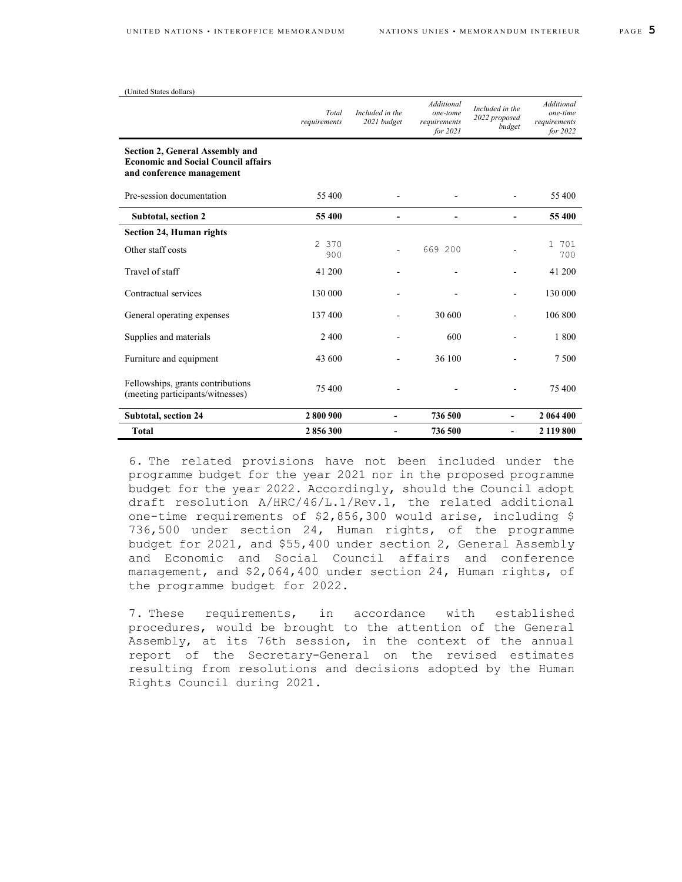(United States dollars)

| | *Total requirements* | *Included in the 2021 budget* | *Additional one-tome requirements for 2021* | *Included in the 2022 proposed budget* | *Additional one-time requirements for 2022* |
|---|---|---|---|---|---|
| **Section 2, General Assembly and Economic and Social Council affairs and conference management** | | | | | |
| Pre-session documentation | 55 400 | - | - | - | 55 400 |
| **Subtotal, section 2** | **55 400** | **-** | **-** | **-** | **55 400** |
| **Section 24, Human rights** | | | | | |
| Other staff costs | 2 370 900 | - | 669 200 | - | 1 701 700 |
| Travel of staff | 41 200 | - | - | - | 41 200 |
| Contractual services | 130 000 | - | - | - | 130 000 |
| General operating expenses | 137 400 | - | 30 600 | - | 106 800 |
| Supplies and materials | 2 400 | - | 600 | - | 1 800 |
| Furniture and equipment | 43 600 | - | 36 100 | - | 7 500 |
| Fellowships, grants contributions (meeting participants/witnesses) | 75 400 | - | - | - | 75 400 |
| **Subtotal, section 24** | **2 800 900** | **-** | **736 500** | **-** | **2 064 400** |
| **Total** | **2 856 300** | **-** | **736 500** | **-** | **2 119 800** |

6. The related provisions have not been included under the programme budget for the year 2021 nor in the proposed programme budget for the year 2022. Accordingly, should the Council adopt draft resolution A/HRC/46/L.1/Rev.1, the related additional one-time requirements of $2,856,300 would arise, including $ 736,500 under section 24, Human rights, of the programme budget for 2021, and $55,400 under section 2, General Assembly and Economic and Social Council affairs and conference management, and $2,064,400 under section 24, Human rights, of the programme budget for 2022.

7. These requirements, in accordance with established procedures, would be brought to the attention of the General Assembly, at its 76th session, in the context of the annual report of the Secretary-General on the revised estimates resulting from resolutions and decisions adopted by the Human Rights Council during 2021.